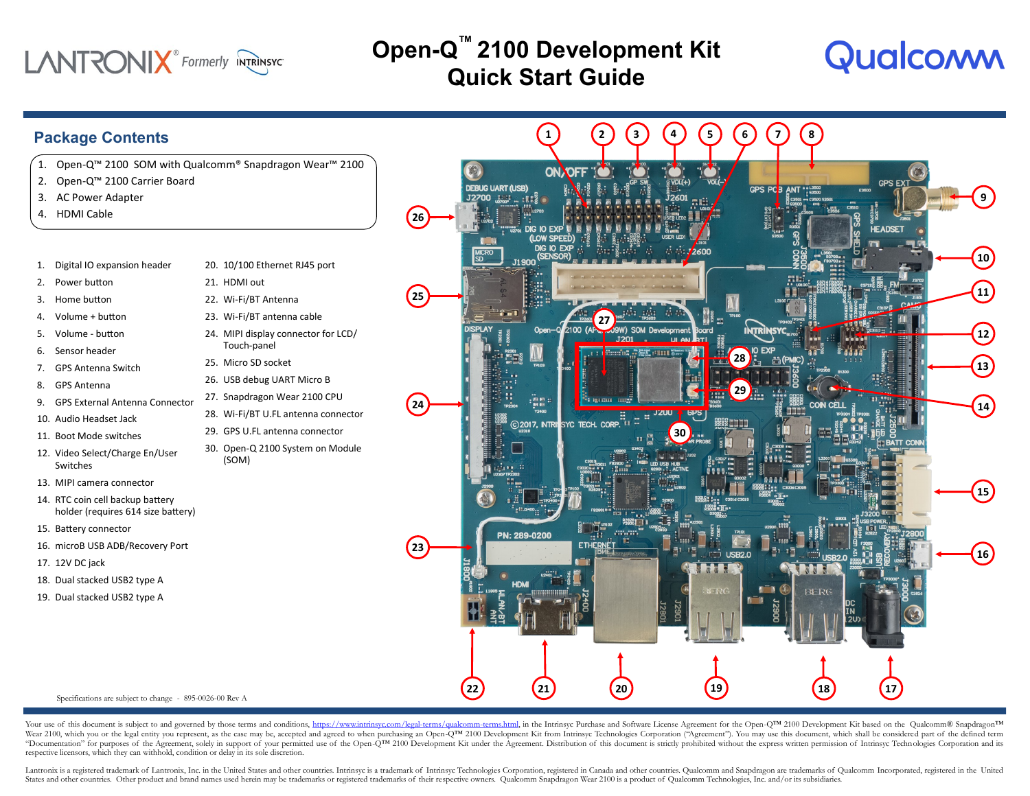# Open-Q™ 2100 Development Kit Quick Start Guide

## Package Contents

1. Open-Q™ 2100 SOM with Qualcomm® Snapdragon Wear™ 2100
2. Open-Q™ 2100 Carrier Board
3. AC Power Adapter
4. HDMI Cable

1. Digital IO expansion header
2. Power button
3. Home button
4. Volume + button
5. Volume - button
6. Sensor header
7. GPS Antenna Switch
8. GPS Antenna
9. GPS External Antenna Connector
10. Audio Headset Jack
11. Boot Mode switches
12. Video Select/Charge En/User Switches
13. MIPI camera connector
14. RTC coin cell backup battery holder (requires 614 size battery)
15. Battery connector
16. microB USB ADB/Recovery Port
17. 12V DC jack
18. Dual stacked USB2 type A
19. Dual stacked USB2 type A
20. 10/100 Ethernet RJ45 port
21. HDMI out
22. Wi-Fi/BT Antenna
23. Wi-Fi/BT antenna cable
24. MIPI display connector for LCD/Touch-panel
25. Micro SD socket
26. USB debug UART Micro B
27. Snapdragon Wear 2100 CPU
28. Wi-Fi/BT U.FL antenna connector
29. GPS U.FL antenna connector
30. Open-Q 2100 System on Module (SOM)

Specifications are subject to change - 895-0026-00 Rev A

Your use of this document is subject to and governed by those terms and conditions, https://www.intrinsyc.com/legal-terms/qualcomm-terms.html, in the Intrinsyc Purchase and Software License Agreement for the Open-Q™ 2100 Development Kit based on the Qualcomm® Snapdragon™ Wear 2100, which you or the legal entity you represent, as the case may be, accepted and agreed to when purchasing an Open-Q™ 2100 Development Kit from Intrinsyc Technologies Corporation ("Agreement"). You may use this document, which shall be considered part of the defined term "Documentation" for purposes of the Agreement, solely in support of your permitted use of the Open-Q™ 2100 Development Kit under the Agreement. Distribution of this document is strictly prohibited without the express written permission of Intrinsyc Technologies Corporation and its respective licensors, which they can withhold, condition or delay in its sole discretion.

Lantronix is a registered trademark of Lantronix, Inc. in the United States and other countries. Intrinsyc is a trademark of Intrinsyc Technologies Corporation, registered in Canada and other countries. Qualcomm and Snapdragon are trademarks of Qualcomm Incorporated, registered in the United States and other countries. Other product and brand names used herein may be trademarks or registered trademarks of their respective owners. Qualcomm Snapdragon Wear 2100 is a product of Qualcomm Technologies, Inc. and/or its subsidiaries.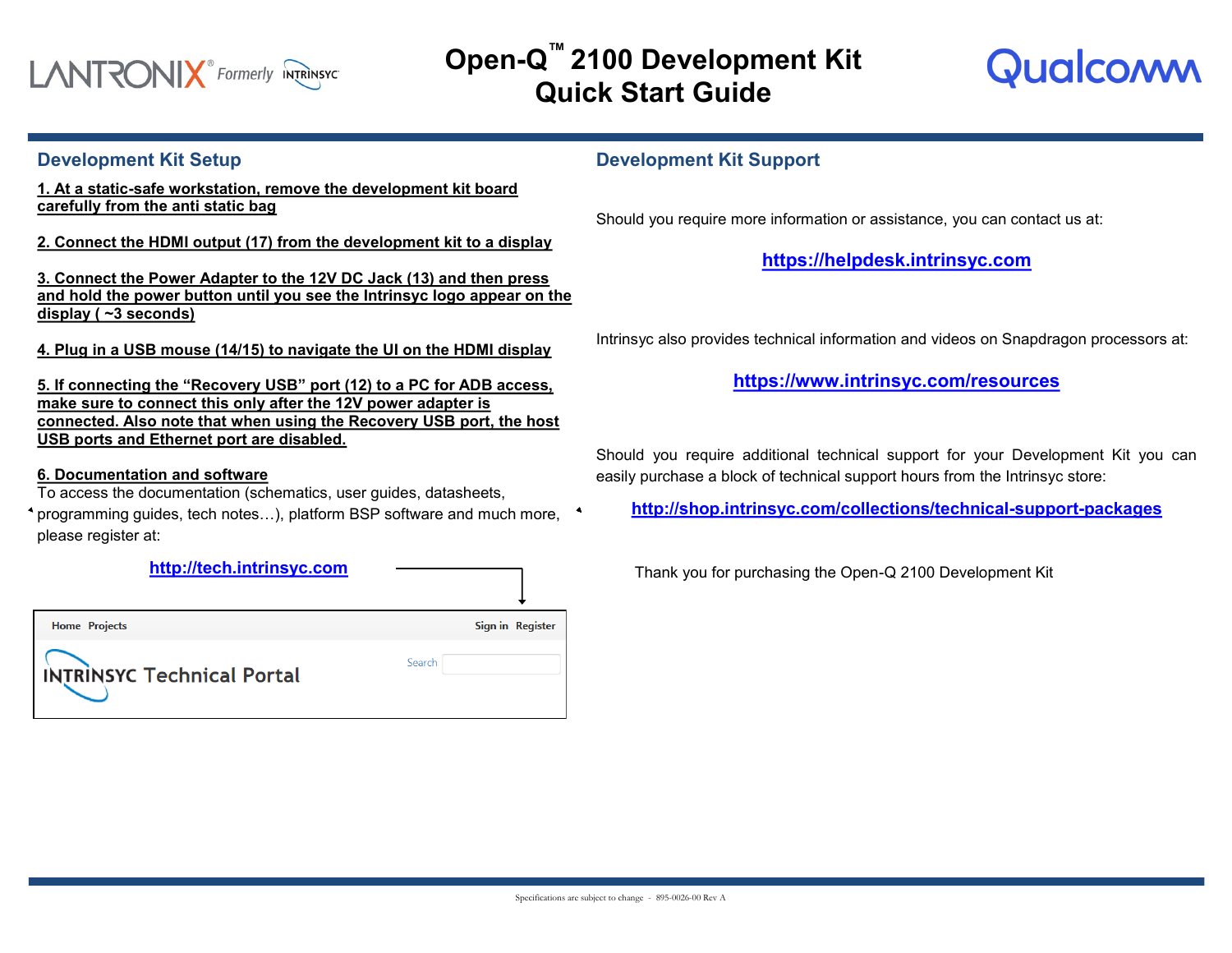# Open-Q™ 2100 Development Kit Quick Start Guide

## Development Kit Setup

**1. At a static-safe workstation, remove the development kit board carefully from the anti static bag**

**2. Connect the HDMI output (17) from the development kit to a display**

**3. Connect the Power Adapter to the 12V DC Jack (13) and then press and hold the power button until you see the Intrinsyc logo appear on the display ( ~3 seconds)**

**4. Plug in a USB mouse (14/15) to navigate the UI on the HDMI display**

**5. If connecting the "Recovery USB" port (12) to a PC for ADB access, make sure to connect this only after the 12V power adapter is connected. Also note that when using the Recovery USB port, the host USB ports and Ethernet port are disabled.**

**6. Documentation and software**

To access the documentation (schematics, user guides, datasheets, programming guides, tech notes…), platform BSP software and much more, please register at:

http://tech.intrinsyc.com

Home Projects Sign in Register

INTRINSYC Technical Portal

Search

## Development Kit Support

Should you require more information or assistance, you can contact us at:

https://helpdesk.intrinsyc.com

Intrinsyc also provides technical information and videos on Snapdragon processors at:

https://www.intrinsyc.com/resources

Should you require additional technical support for your Development Kit you can easily purchase a block of technical support hours from the Intrinsyc store:

http://shop.intrinsyc.com/collections/technical-support-packages

Thank you for purchasing the Open-Q 2100 Development Kit

Specifications are subject to change - 895-0026-00 Rev A